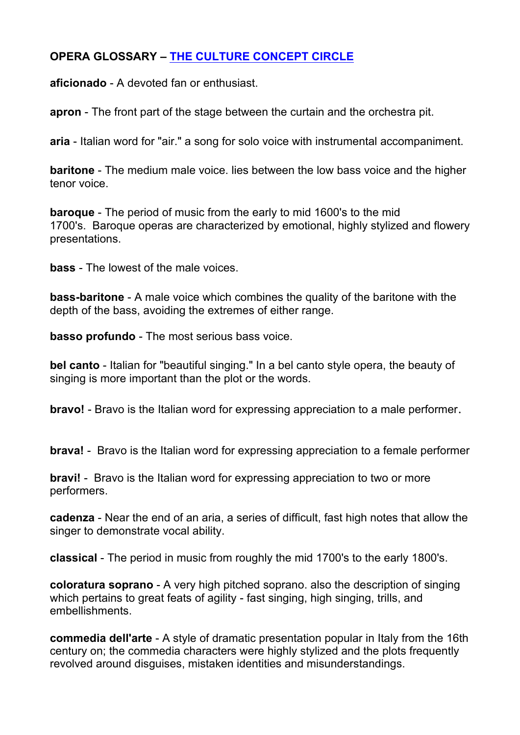**OPERA GLOSSARY – [THE CULTURE CONCEPT CIRCLE]()**

**aficionado** - A devoted fan or enthusiast.

**apron** - The front part of the stage between the curtain and the orchestra pit.

**aria** - Italian word for "air." a song for solo voice with instrumental accompaniment.

**baritone** - The medium male voice. lies between the low bass voice and the higher tenor voice.

**baroque** - The period of music from the early to mid 1600's to the mid 1700's. Baroque operas are characterized by emotional, highly stylized and flowery presentations.

**bass** - The lowest of the male voices.

**bass-baritone** - A male voice which combines the quality of the baritone with the depth of the bass, avoiding the extremes of either range.

**basso profundo** - The most serious bass voice.

**bel canto** - Italian for "beautiful singing." In a bel canto style opera, the beauty of singing is more important than the plot or the words.

**bravo!** - Bravo is the Italian word for expressing appreciation to a male performer.

**brava!** - Bravo is the Italian word for expressing appreciation to a female performer

**bravi!** - Bravo is the Italian word for expressing appreciation to two or more performers.

**cadenza** - Near the end of an aria, a series of difficult, fast high notes that allow the singer to demonstrate vocal ability.

**classical** - The period in music from roughly the mid 1700's to the early 1800's.

**coloratura soprano** - A very high pitched soprano. also the description of singing which pertains to great feats of agility - fast singing, high singing, trills, and embellishments.

**commedia dell'arte** - A style of dramatic presentation popular in Italy from the 16th century on; the commedia characters were highly stylized and the plots frequently revolved around disguises, mistaken identities and misunderstandings.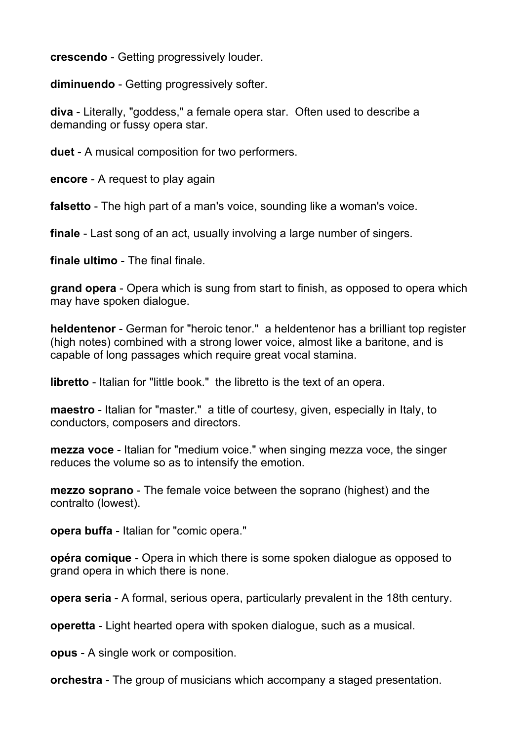**crescendo** - Getting progressively louder.

**diminuendo** - Getting progressively softer.

**diva** - Literally, "goddess," a female opera star. Often used to describe a demanding or fussy opera star.

**duet** - A musical composition for two performers.

**encore** - A request to play again

**falsetto** - The high part of a man's voice, sounding like a woman's voice.

**finale** - Last song of an act, usually involving a large number of singers.

**finale ultimo** - The final finale.

**grand opera** - Opera which is sung from start to finish, as opposed to opera which may have spoken dialogue.

**heldentenor** - German for "heroic tenor." a heldentenor has a brilliant top register (high notes) combined with a strong lower voice, almost like a baritone, and is capable of long passages which require great vocal stamina.

**libretto** - Italian for "little book." the libretto is the text of an opera.

**maestro** - Italian for "master." a title of courtesy, given, especially in Italy, to conductors, composers and directors.

**mezza voce** - Italian for "medium voice." when singing mezza voce, the singer reduces the volume so as to intensify the emotion.

**mezzo soprano** - The female voice between the soprano (highest) and the contralto (lowest).

**opera buffa** - Italian for "comic opera."

**opéra comique** - Opera in which there is some spoken dialogue as opposed to grand opera in which there is none.

**opera seria** - A formal, serious opera, particularly prevalent in the 18th century.

**operetta** - Light hearted opera with spoken dialogue, such as a musical.

**opus** - A single work or composition.

**orchestra** - The group of musicians which accompany a staged presentation.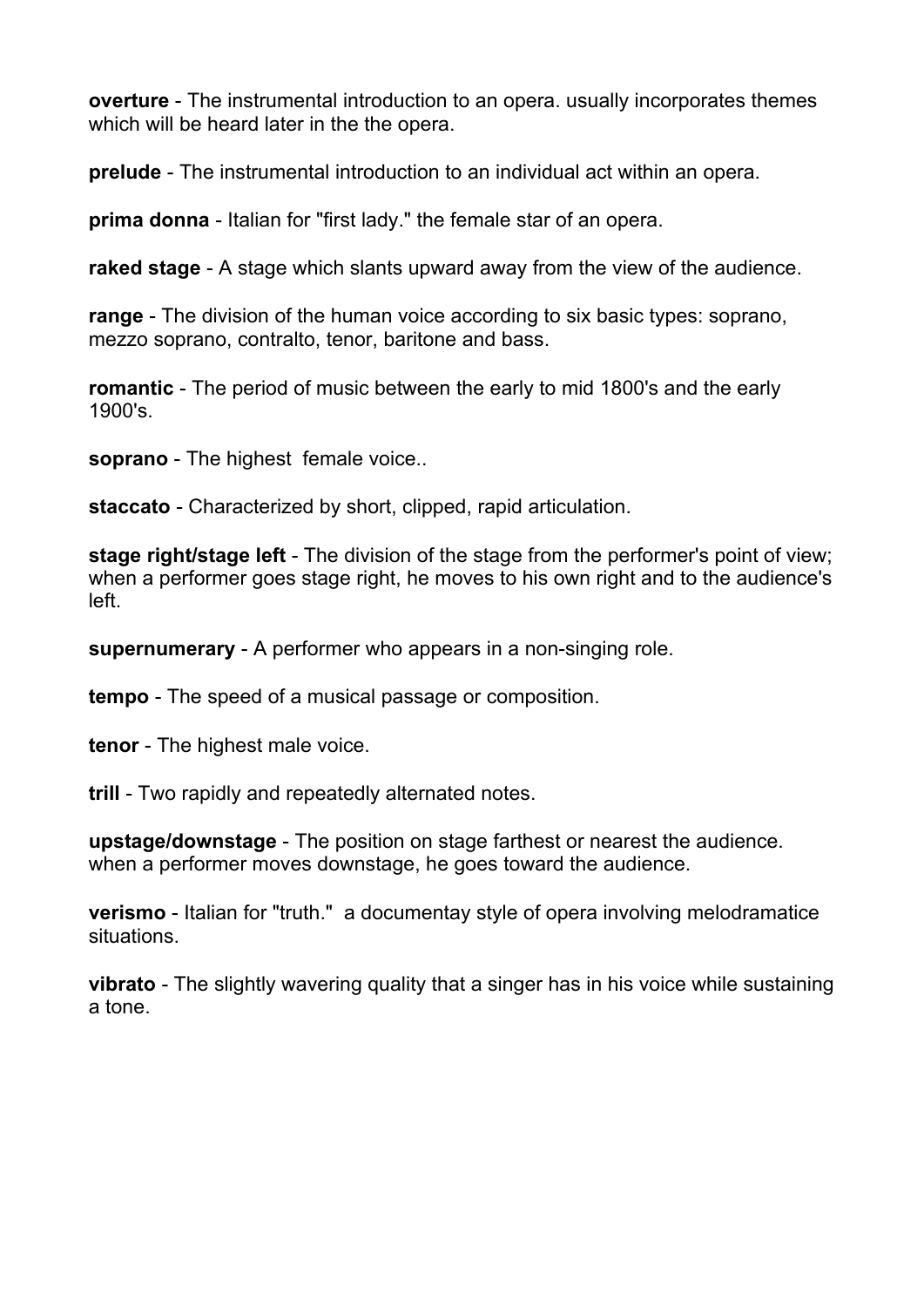**overture** - The instrumental introduction to an opera. usually incorporates themes which will be heard later in the the opera.

**prelude** - The instrumental introduction to an individual act within an opera.

**prima donna** - Italian for "first lady." the female star of an opera.

**raked stage** - A stage which slants upward away from the view of the audience.

**range** - The division of the human voice according to six basic types: soprano, mezzo soprano, contralto, tenor, baritone and bass.

**romantic** - The period of music between the early to mid 1800's and the early 1900's.

**soprano** - The highest  female voice..

**staccato** - Characterized by short, clipped, rapid articulation.

**stage right/stage left** - The division of the stage from the performer's point of view; when a performer goes stage right, he moves to his own right and to the audience's left.

**supernumerary** - A performer who appears in a non-singing role.

**tempo** - The speed of a musical passage or composition.

**tenor** - The highest male voice.

**trill** - Two rapidly and repeatedly alternated notes.

**upstage/downstage** - The position on stage farthest or nearest the audience. when a performer moves downstage, he goes toward the audience.

**verismo** - Italian for "truth."  a documentay style of opera involving melodramatice situations.

**vibrato** - The slightly wavering quality that a singer has in his voice while sustaining a tone.